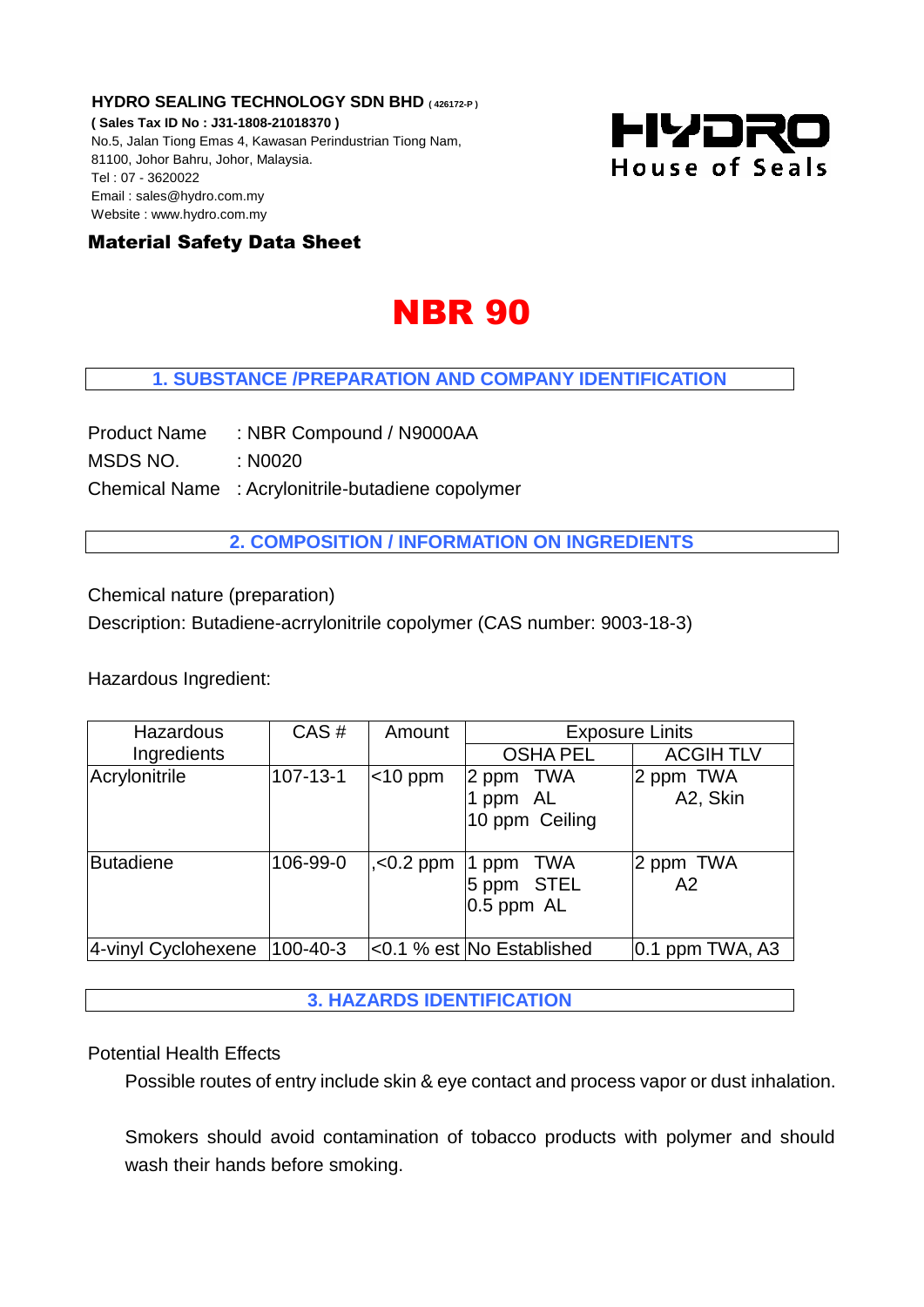**HYDRO SEALING TECHNOLOGY SDN BHD** ( 426172-P )
**( Sales Tax ID No : J31-1808-21018370 )**
No.5, Jalan Tiong Emas 4, Kawasan Perindustrian Tiong Nam,
81100, Johor Bahru, Johor, Malaysia.
Tel : 07 - 3620022
Email : sales@hydro.com.my
Website : www.hydro.com.my

HYDRO
House of Seals

**Material Safety Data Sheet**

# NBR 90

## 1. SUBSTANCE /PREPARATION AND COMPANY IDENTIFICATION

Product Name : NBR Compound / N9000AA
MSDS NO. : N0020
Chemical Name : Acrylonitrile-butadiene copolymer

## 2. COMPOSITION / INFORMATION ON INGREDIENTS

Chemical nature (preparation)
Description: Butadiene-acrrylonitrile copolymer (CAS number: 9003-18-3)

Hazardous Ingredient:

| Hazardous Ingredients | CAS # | Amount | Exposure Linits | |
|---|---|---|---|---|
| | | | OSHA PEL | ACGIH TLV |
| Acrylonitrile | 107-13-1 | <10 ppm | 2 ppm TWA<br>1 ppm AL<br>10 ppm Ceiling | 2 ppm TWA<br>A2, Skin |
| Butadiene | 106-99-0 | ,<0.2 ppm | 1 ppm TWA<br>5 ppm STEL<br>0.5 ppm AL | 2 ppm TWA<br>A2 |
| 4-vinyl Cyclohexene | 100-40-3 | <0.1 % est | No Established | 0.1 ppm TWA, A3 |

## 3. HAZARDS IDENTIFICATION

Potential Health Effects

Possible routes of entry include skin & eye contact and process vapor or dust inhalation.

Smokers should avoid contamination of tobacco products with polymer and should wash their hands before smoking.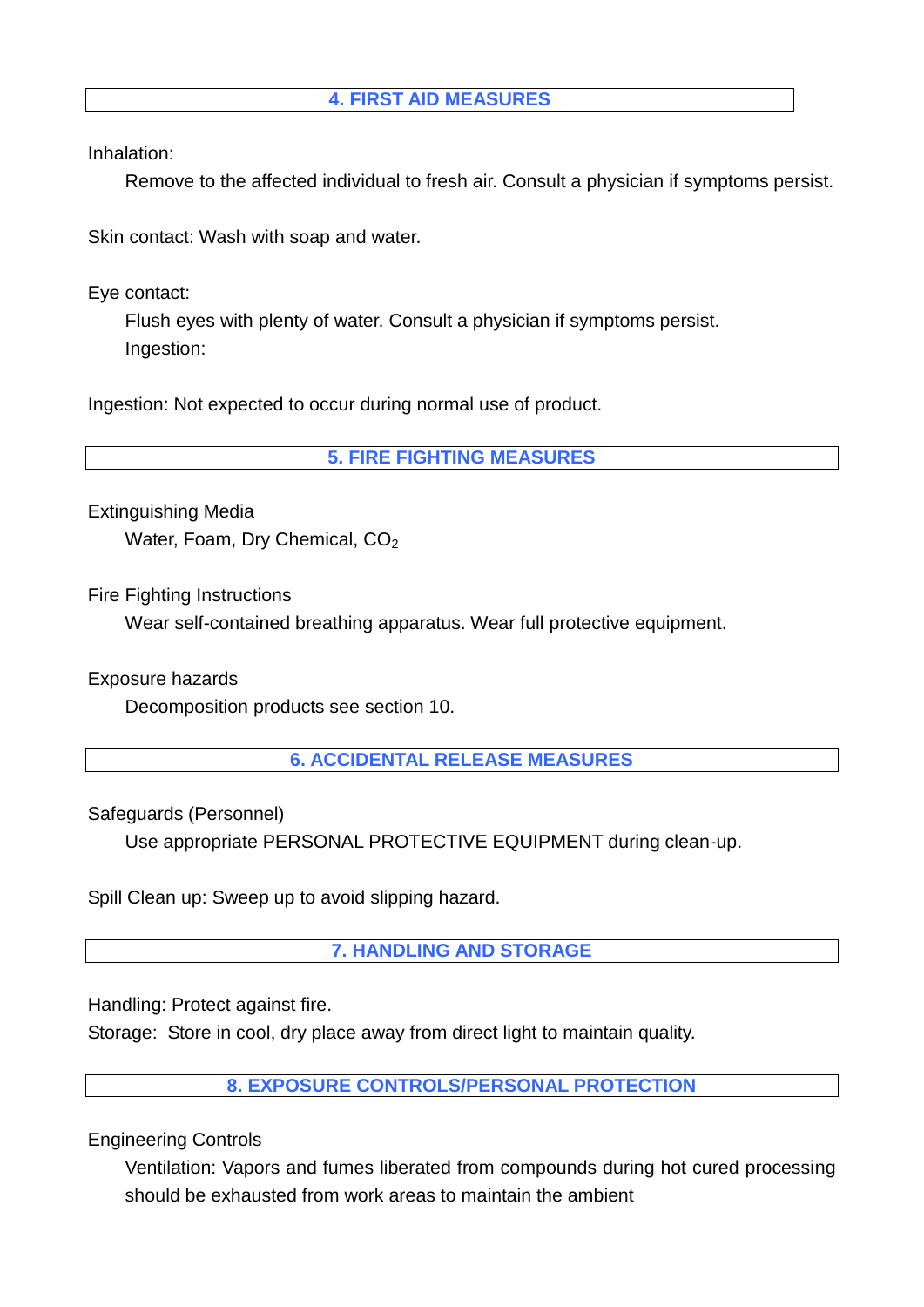## 4. FIRST AID MEASURES

Inhalation:

Remove to the affected individual to fresh air. Consult a physician if symptoms persist.

Skin contact: Wash with soap and water.

Eye contact:

Flush eyes with plenty of water. Consult a physician if symptoms persist.

Ingestion:

Ingestion: Not expected to occur during normal use of product.

## 5. FIRE FIGHTING MEASURES

Extinguishing Media

Water, Foam, Dry Chemical, $CO_2$

Fire Fighting Instructions

Wear self-contained breathing apparatus. Wear full protective equipment.

Exposure hazards

Decomposition products see section 10.

## 6. ACCIDENTAL RELEASE MEASURES

Safeguards (Personnel)

Use appropriate PERSONAL PROTECTIVE EQUIPMENT during clean-up.

Spill Clean up: Sweep up to avoid slipping hazard.

## 7. HANDLING AND STORAGE

Handling: Protect against fire.

Storage: Store in cool, dry place away from direct light to maintain quality.

## 8. EXPOSURE CONTROLS/PERSONAL PROTECTION

Engineering Controls

Ventilation: Vapors and fumes liberated from compounds during hot cured processing should be exhausted from work areas to maintain the ambient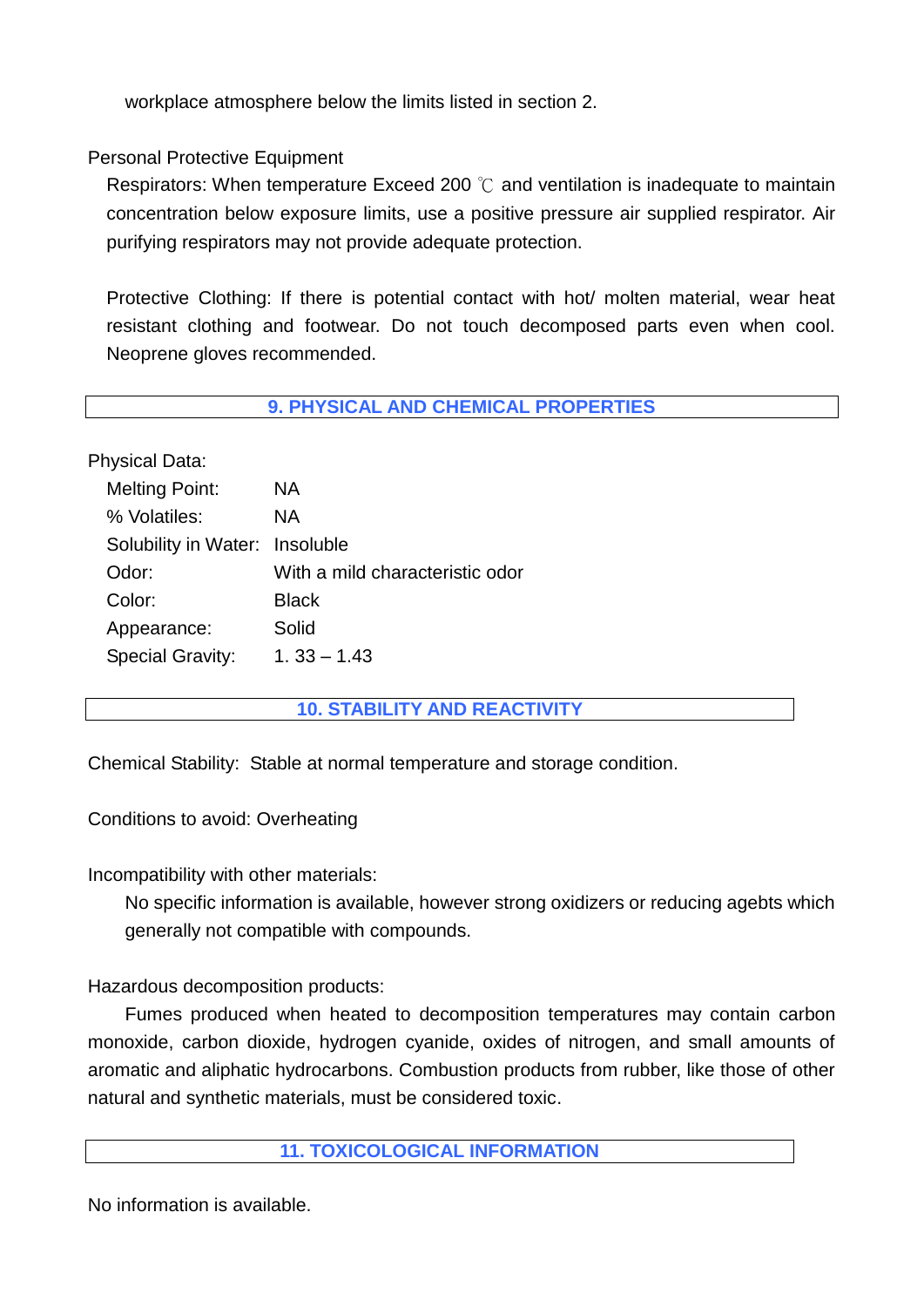workplace atmosphere below the limits listed in section 2.

Personal Protective Equipment

Respirators: When temperature Exceed 200 ℃ and ventilation is inadequate to maintain concentration below exposure limits, use a positive pressure air supplied respirator. Air purifying respirators may not provide adequate protection.

Protective Clothing: If there is potential contact with hot/ molten material, wear heat resistant clothing and footwear. Do not touch decomposed parts even when cool. Neoprene gloves recommended.

## 9. PHYSICAL AND CHEMICAL PROPERTIES

Physical Data:

| | |
|---|---|
| Melting Point: | NA |
| % Volatiles: | NA |
| Solubility in Water: | Insoluble |
| Odor: | With a mild characteristic odor |
| Color: | Black |
| Appearance: | Solid |
| Special Gravity: | 1. 33 – 1.43 |

## 10. STABILITY AND REACTIVITY

Chemical Stability: Stable at normal temperature and storage condition.

Conditions to avoid: Overheating

Incompatibility with other materials:

No specific information is available, however strong oxidizers or reducing agebts which generally not compatible with compounds.

Hazardous decomposition products:

Fumes produced when heated to decomposition temperatures may contain carbon monoxide, carbon dioxide, hydrogen cyanide, oxides of nitrogen, and small amounts of aromatic and aliphatic hydrocarbons. Combustion products from rubber, like those of other natural and synthetic materials, must be considered toxic.

## 11. TOXICOLOGICAL INFORMATION

No information is available.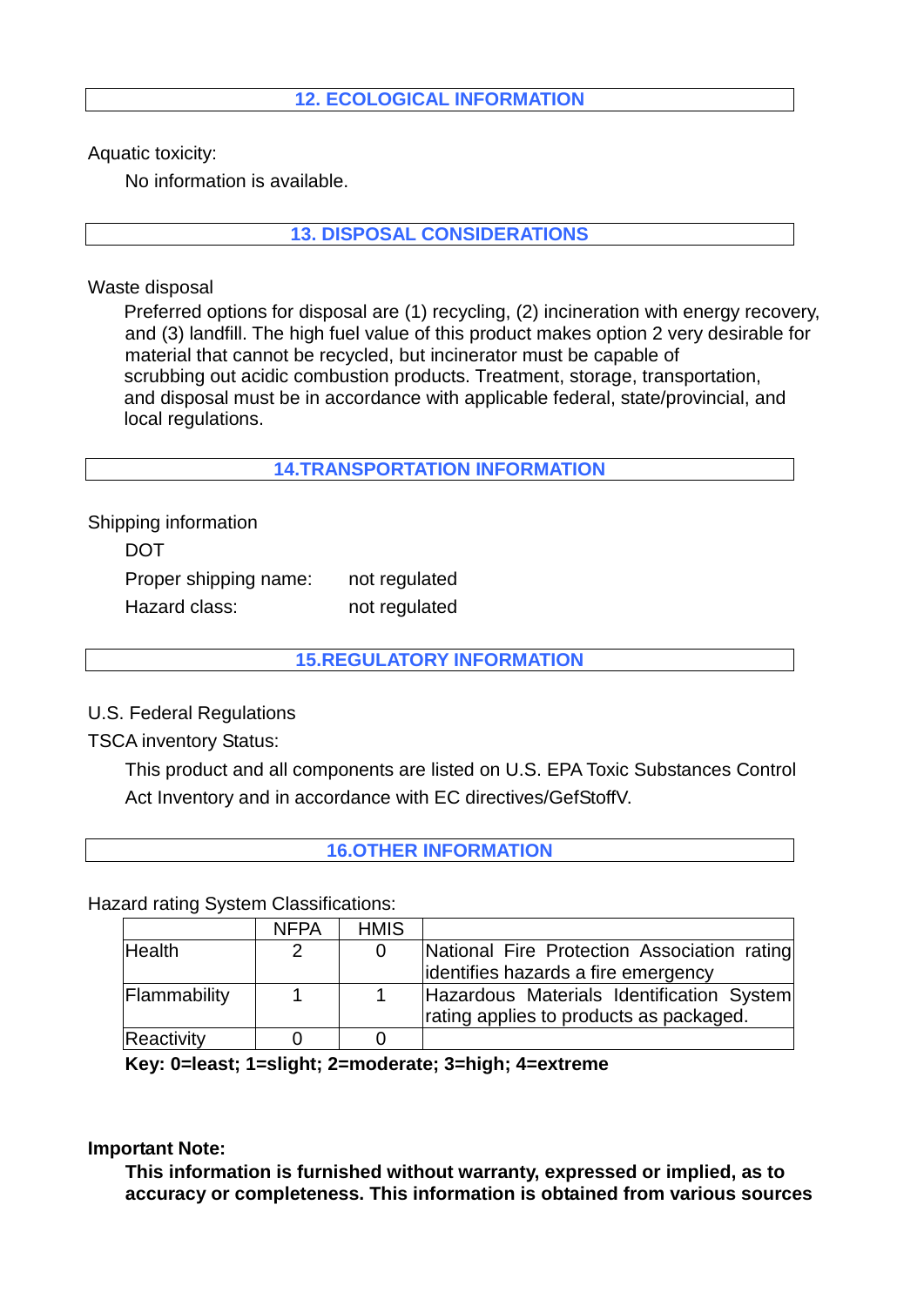## 12. ECOLOGICAL INFORMATION

Aquatic toxicity:

No information is available.

## 13. DISPOSAL CONSIDERATIONS

Waste disposal

Preferred options for disposal are (1) recycling, (2) incineration with energy recovery, and (3) landfill. The high fuel value of this product makes option 2 very desirable for material that cannot be recycled, but incinerator must be capable of scrubbing out acidic combustion products. Treatment, storage, transportation, and disposal must be in accordance with applicable federal, state/provincial, and local regulations.

## 14.TRANSPORTATION INFORMATION

Shipping information

DOT

Proper shipping name: not regulated

Hazard class: not regulated

## 15.REGULATORY INFORMATION

U.S. Federal Regulations

TSCA inventory Status:

This product and all components are listed on U.S. EPA Toxic Substances Control Act Inventory and in accordance with EC directives/GefStoffV.

## 16.OTHER INFORMATION

Hazard rating System Classifications:

| | NFPA | HMIS | |
|---|---|---|---|
| Health | 2 | 0 | National Fire Protection Association rating identifies hazards a fire emergency |
| Flammability | 1 | 1 | Hazardous Materials Identification System rating applies to products as packaged. |
| Reactivity | 0 | 0 | |

**Key: 0=least; 1=slight; 2=moderate; 3=high; 4=extreme**

**Important Note:**

**This information is furnished without warranty, expressed or implied, as to accuracy or completeness. This information is obtained from various sources**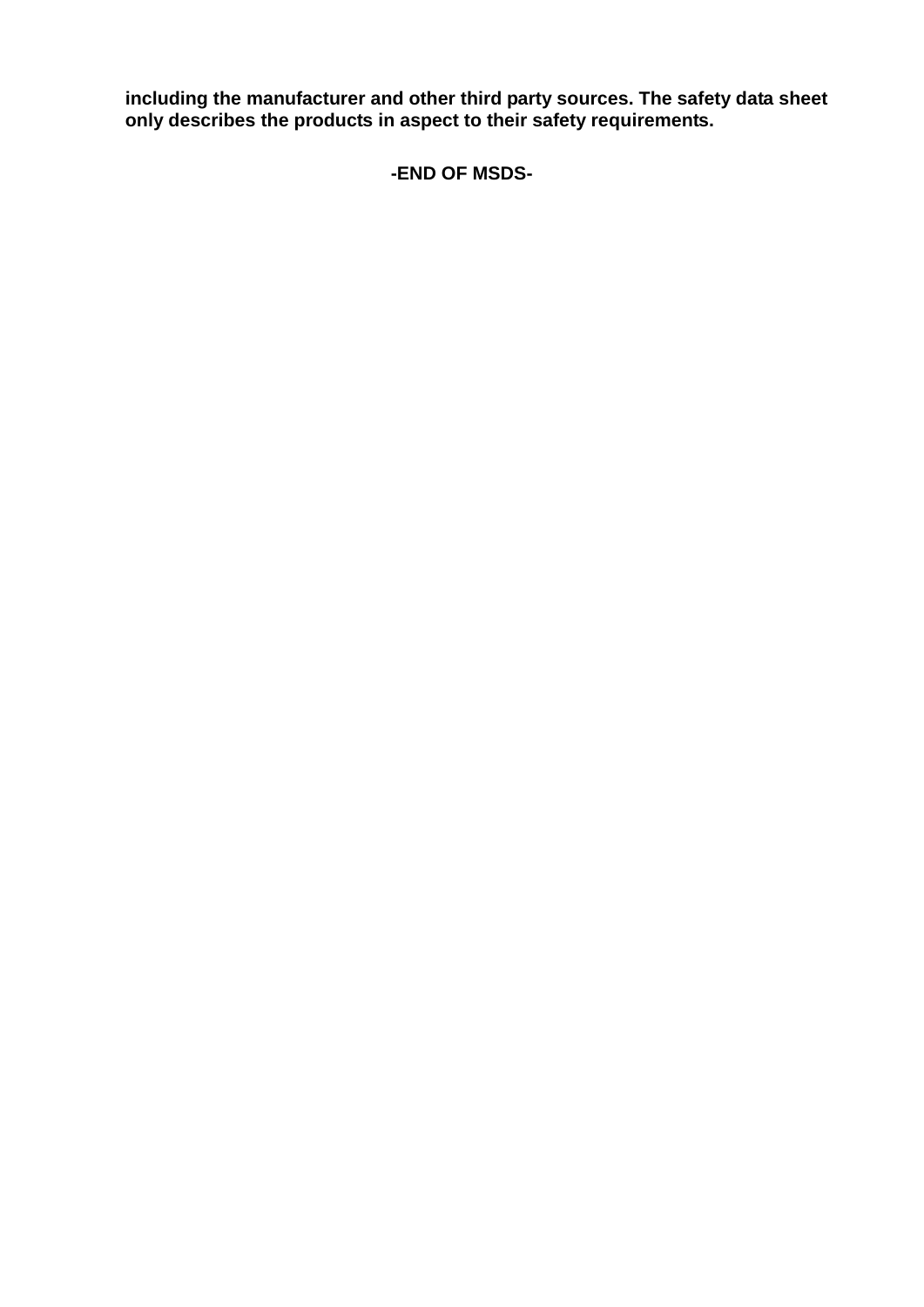**including the manufacturer and other third party sources. The safety data sheet only describes the products in aspect to their safety requirements.**

**-END OF MSDS-**